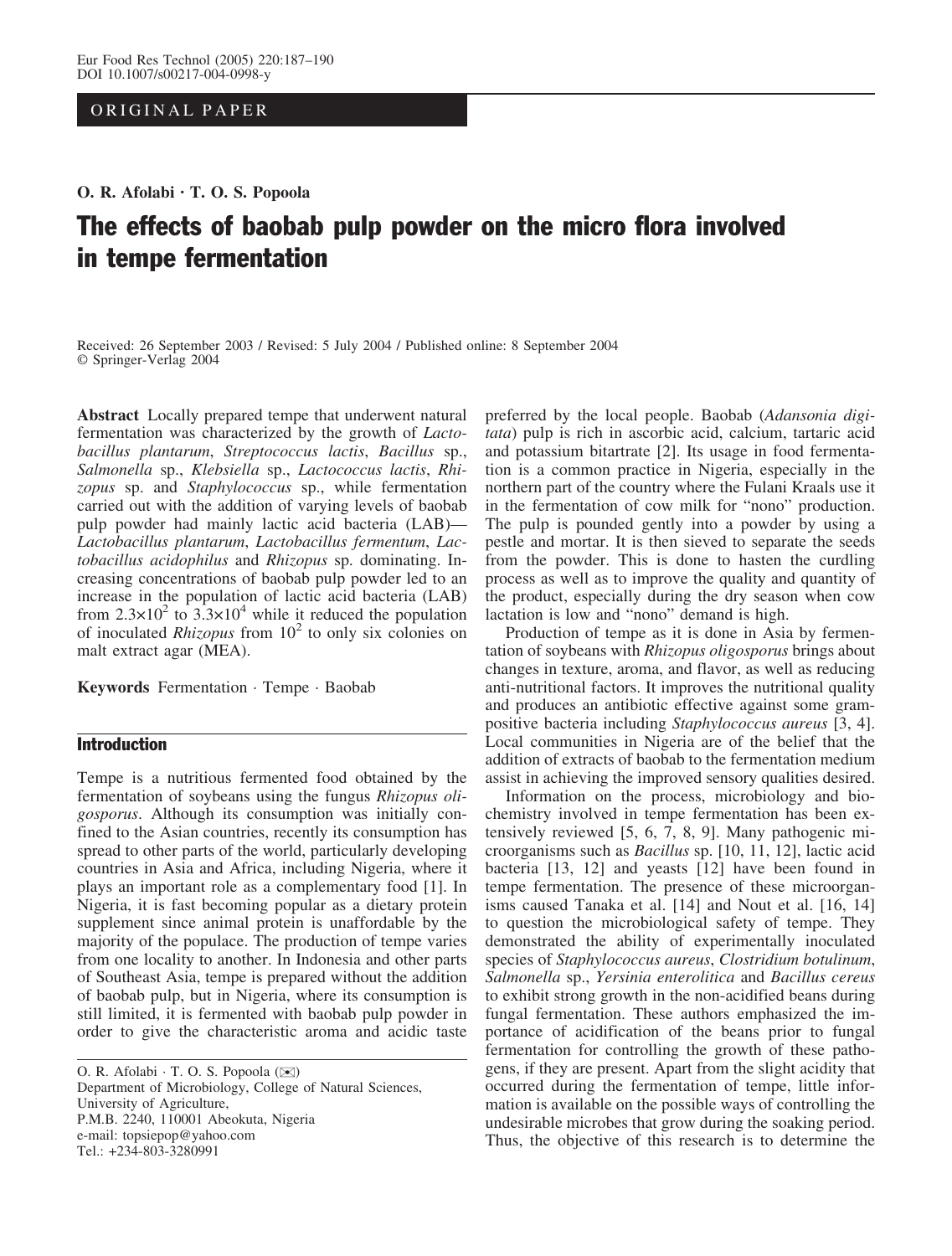ORIGINAL PAPER

**O. R. Afolabi · T. O. S. Popoola**

# The effects of baobab pulp powder on the micro flora involved in tempe fermentation

Received: 26 September 2003 / Revised: 5 July 2004 / Published online: 8 September 2004
© Springer-Verlag 2004

**Abstract** Locally prepared tempe that underwent natural fermentation was characterized by the growth of *Lactobacillus plantarum*, *Streptococcus lactis*, *Bacillus* sp., *Salmonella* sp., *Klebsiella* sp., *Lactococcus lactis*, *Rhizopus* sp. and *Staphylococcus* sp., while fermentation carried out with the addition of varying levels of baobab pulp powder had mainly lactic acid bacteria (LAB)—*Lactobacillus plantarum*, *Lactobacillus fermentum*, *Lactobacillus acidophilus* and *Rhizopus* sp. dominating. Increasing concentrations of baobab pulp powder led to an increase in the population of lactic acid bacteria (LAB) from $2.3 \times 10^2$ to $3.3 \times 10^4$ while it reduced the population of inoculated *Rhizopus* from $10^2$ to only six colonies on malt extract agar (MEA).

**Keywords** Fermentation · Tempe · Baobab

## Introduction

Tempe is a nutritious fermented food obtained by the fermentation of soybeans using the fungus *Rhizopus oligosporus*. Although its consumption was initially confined to the Asian countries, recently its consumption has spread to other parts of the world, particularly developing countries in Asia and Africa, including Nigeria, where it plays an important role as a complementary food [1]. In Nigeria, it is fast becoming popular as a dietary protein supplement since animal protein is unaffordable by the majority of the populace. The production of tempe varies from one locality to another. In Indonesia and other parts of Southeast Asia, tempe is prepared without the addition of baobab pulp, but in Nigeria, where its consumption is still limited, it is fermented with baobab pulp powder in order to give the characteristic aroma and acidic taste preferred by the local people. Baobab (*Adansonia digitata*) pulp is rich in ascorbic acid, calcium, tartaric acid and potassium bitartrate [2]. Its usage in food fermentation is a common practice in Nigeria, especially in the northern part of the country where the Fulani Kraals use it in the fermentation of cow milk for "nono" production. The pulp is pounded gently into a powder by using a pestle and mortar. It is then sieved to separate the seeds from the powder. This is done to hasten the curdling process as well as to improve the quality and quantity of the product, especially during the dry season when cow lactation is low and "nono" demand is high.

Production of tempe as it is done in Asia by fermentation of soybeans with *Rhizopus oligosporus* brings about changes in texture, aroma, and flavor, as well as reducing anti-nutritional factors. It improves the nutritional quality and produces an antibiotic effective against some gram-positive bacteria including *Staphylococcus aureus* [3, 4]. Local communities in Nigeria are of the belief that the addition of extracts of baobab to the fermentation medium assist in achieving the improved sensory qualities desired.

Information on the process, microbiology and biochemistry involved in tempe fermentation has been extensively reviewed [5, 6, 7, 8, 9]. Many pathogenic microorganisms such as *Bacillus* sp. [10, 11, 12], lactic acid bacteria [13, 12] and yeasts [12] have been found in tempe fermentation. The presence of these microorganisms caused Tanaka et al. [14] and Nout et al. [16, 14] to question the microbiological safety of tempe. They demonstrated the ability of experimentally inoculated species of *Staphylococcus aureus*, *Clostridium botulinum*, *Salmonella* sp., *Yersinia enterolitica* and *Bacillus cereus* to exhibit strong growth in the non-acidified beans during fungal fermentation. These authors emphasized the importance of acidification of the beans prior to fungal fermentation for controlling the growth of these pathogens, if they are present. Apart from the slight acidity that occurred during the fermentation of tempe, little information is available on the possible ways of controlling the undesirable microbes that grow during the soaking period. Thus, the objective of this research is to determine the

O. R. Afolabi · T. O. S. Popoola (✉)
Department of Microbiology, College of Natural Sciences,
University of Agriculture,
P.M.B. 2240, 110001 Abeokuta, Nigeria
e-mail: topsiepop@yahoo.com
Tel.: +234-803-3280991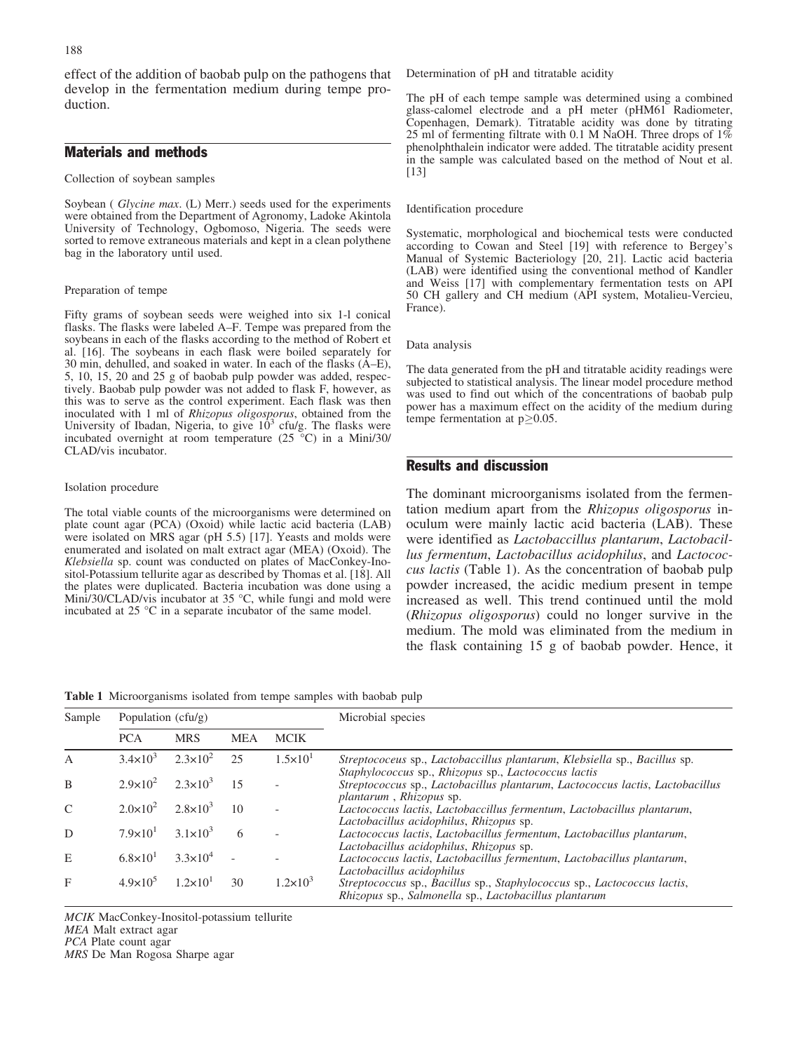effect of the addition of baobab pulp on the pathogens that develop in the fermentation medium during tempe production.

## Materials and methods

### Collection of soybean samples

Soybean ( *Glycine max*. (L) Merr.) seeds used for the experiments were obtained from the Department of Agronomy, Ladoke Akintola University of Technology, Ogbomoso, Nigeria. The seeds were sorted to remove extraneous materials and kept in a clean polythene bag in the laboratory until used.

### Preparation of tempe

Fifty grams of soybean seeds were weighed into six 1-l conical flasks. The flasks were labeled A–F. Tempe was prepared from the soybeans in each of the flasks according to the method of Robert et al. [16]. The soybeans in each flask were boiled separately for 30 min, dehulled, and soaked in water. In each of the flasks (A–E), 5, 10, 15, 20 and 25 g of baobab pulp powder was added, respectively. Baobab pulp powder was not added to flask F, however, as this was to serve as the control experiment. Each flask was then inoculated with 1 ml of *Rhizopus oligosporus*, obtained from the University of Ibadan, Nigeria, to give $10^3$ cfu/g. The flasks were incubated overnight at room temperature (25 °C) in a Mini/30/CLAD/vis incubator.

### Isolation procedure

The total viable counts of the microorganisms were determined on plate count agar (PCA) (Oxoid) while lactic acid bacteria (LAB) were isolated on MRS agar (pH 5.5) [17]. Yeasts and molds were enumerated and isolated on malt extract agar (MEA) (Oxoid). The *Klebsiella* sp. count was conducted on plates of MacConkey-Inositol-Potassium tellurite agar as described by Thomas et al. [18]. All the plates were duplicated. Bacteria incubation was done using a Mini/30/CLAD/vis incubator at 35 °C, while fungi and mold were incubated at 25 °C in a separate incubator of the same model.

### Determination of pH and titratable acidity

The pH of each tempe sample was determined using a combined glass-calomel electrode and a pH meter (pHM61 Radiometer, Copenhagen, Demark). Titratable acidity was done by titrating 25 ml of fermenting filtrate with 0.1 M NaOH. Three drops of 1% phenolphthalein indicator were added. The titratable acidity present in the sample was calculated based on the method of Nout et al. [13]

### Identification procedure

Systematic, morphological and biochemical tests were conducted according to Cowan and Steel [19] with reference to Bergey's Manual of Systemic Bacteriology [20, 21]. Lactic acid bacteria (LAB) were identified using the conventional method of Kandler and Weiss [17] with complementary fermentation tests on API 50 CH gallery and CH medium (API system, Motalieu-Vercieu, France).

### Data analysis

The data generated from the pH and titratable acidity readings were subjected to statistical analysis. The linear model procedure method was used to find out which of the concentrations of baobab pulp power has a maximum effect on the acidity of the medium during tempe fermentation at $p \geq 0.05$.

## Results and discussion

The dominant microorganisms isolated from the fermentation medium apart from the *Rhizopus oligosporus* inoculum were mainly lactic acid bacteria (LAB). These were identified as *Lactobaccillus plantarum*, *Lactobacillus fermentum*, *Lactobacillus acidophilus*, and *Lactococcus lactis* (Table 1). As the concentration of baobab pulp powder increased, the acidic medium present in tempe increased as well. This trend continued until the mold (*Rhizopus oligosporus*) could no longer survive in the medium. The mold was eliminated from the medium in the flask containing 15 g of baobab powder. Hence, it

**Table 1** Microorganisms isolated from tempe samples with baobab pulp

| Sample | Population (cfu/g) | | | | Microbial species |
|---|---|---|---|---|---|
| | PCA | MRS | MEA | MCIK | |
| A | $3.4\times10^3$ | $2.3\times10^2$ | 25 | $1.5\times10^1$ | *Streptococeus* sp., *Lactobaccillus plantarum*, *Klebsiella* sp., *Bacillus* sp. *Staphylococcus* sp., *Rhizopus* sp., *Lactococcus lactis* |
| B | $2.9\times10^2$ | $2.3\times10^3$ | 15 | - | *Streptococcus* sp., *Lactobacillus plantarum*, *Lactococcus lactis*, *Lactobacillus plantarum* , *Rhizopus* sp. |
| C | $2.0\times10^2$ | $2.8\times10^3$ | 10 | - | *Lactococcus lactis*, *Lactobaccillus fermentum*, *Lactobacillus plantarum*, *Lactobacillus acidophilus*, *Rhizopus* sp. |
| D | $7.9\times10^1$ | $3.1\times10^3$ | 6 | - | *Lactococcus lactis*, *Lactobacillus fermentum*, *Lactobacillus plantarum*, *Lactobacillus acidophilus*, *Rhizopus* sp. |
| E | $6.8\times10^1$ | $3.3\times10^4$ | - | - | *Lactococcus lactis*, *Lactobacillus fermentum*, *Lactobacillus plantarum*, *Lactobacillus acidophilus* |
| F | $4.9\times10^5$ | $1.2\times10^1$ | 30 | $1.2\times10^3$ | *Streptococcus* sp., *Bacillus* sp., *Staphylococcus* sp., *Lactococcus lactis*, *Rhizopus* sp., *Salmonella* sp., *Lactobacillus plantarum* |

*MCIK* MacConkey-Inositol-potassium tellurite
*MEA* Malt extract agar
*PCA* Plate count agar
*MRS* De Man Rogosa Sharpe agar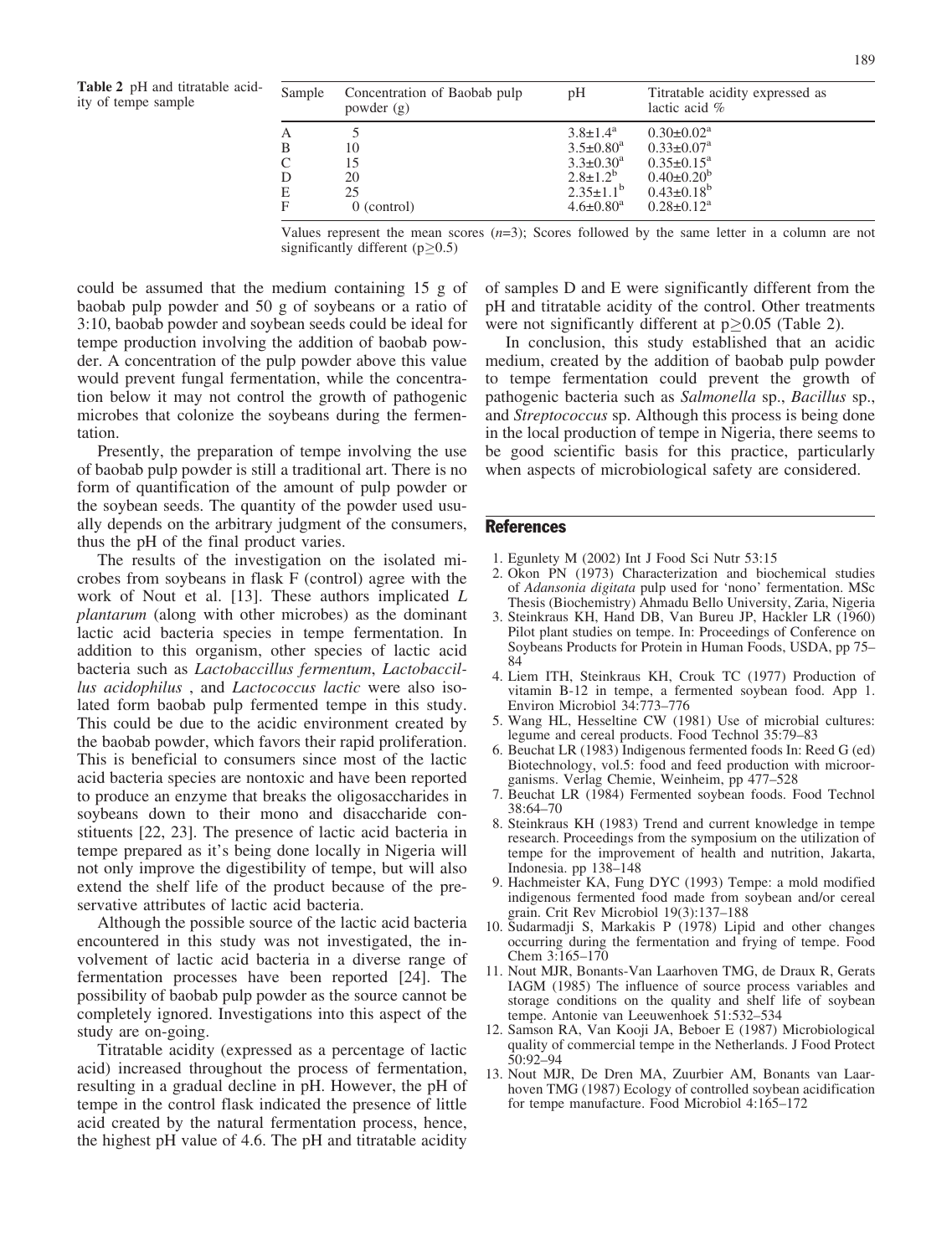**Table 2** pH and titratable acidity of tempe sample

| Sample | Concentration of Baobab pulp powder (g) | pH | Titratable acidity expressed as lactic acid % |
|---|---|---|---|
| A | 5 | 3.8±1.4[a] | 0.30±0.02[a] |
| B | 10 | 3.5±0.80[a] | 0.33±0.07[a] |
| C | 15 | 3.3±0.30[a] | 0.35±0.15[a] |
| D | 20 | 2.8±1.2[b] | 0.40±0.20[b] |
| E | 25 | 2.35±1.1[b] | 0.43±0.18[b] |
| F | 0 (control) | 4.6±0.80[a] | 0.28±0.12[a] |

Values represent the mean scores ($n$=3); Scores followed by the same letter in a column are not significantly different ($p \geq 0.5$)

could be assumed that the medium containing 15 g of baobab pulp powder and 50 g of soybeans or a ratio of 3:10, baobab powder and soybean seeds could be ideal for tempe production involving the addition of baobab powder. A concentration of the pulp powder above this value would prevent fungal fermentation, while the concentration below it may not control the growth of pathogenic microbes that colonize the soybeans during the fermentation.

Presently, the preparation of tempe involving the use of baobab pulp powder is still a traditional art. There is no form of quantification of the amount of pulp powder or the soybean seeds. The quantity of the powder used usually depends on the arbitrary judgment of the consumers, thus the pH of the final product varies.

The results of the investigation on the isolated microbes from soybeans in flask F (control) agree with the work of Nout et al. [13]. These authors implicated *L plantarum* (along with other microbes) as the dominant lactic acid bacteria species in tempe fermentation. In addition to this organism, other species of lactic acid bacteria such as *Lactobaccillus fermentum*, *Lactobaccillus acidophilus* , and *Lactococcus lactic* were also isolated form baobab pulp fermented tempe in this study. This could be due to the acidic environment created by the baobab powder, which favors their rapid proliferation. This is beneficial to consumers since most of the lactic acid bacteria species are nontoxic and have been reported to produce an enzyme that breaks the oligosaccharides in soybeans down to their mono and disaccharide constituents [22, 23]. The presence of lactic acid bacteria in tempe prepared as it's being done locally in Nigeria will not only improve the digestibility of tempe, but will also extend the shelf life of the product because of the preservative attributes of lactic acid bacteria.

Although the possible source of the lactic acid bacteria encountered in this study was not investigated, the involvement of lactic acid bacteria in a diverse range of fermentation processes have been reported [24]. The possibility of baobab pulp powder as the source cannot be completely ignored. Investigations into this aspect of the study are on-going.

Titratable acidity (expressed as a percentage of lactic acid) increased throughout the process of fermentation, resulting in a gradual decline in pH. However, the pH of tempe in the control flask indicated the presence of little acid created by the natural fermentation process, hence, the highest pH value of 4.6. The pH and titratable acidity of samples D and E were significantly different from the pH and titratable acidity of the control. Other treatments were not significantly different at $p \geq 0.05$ (Table 2).

In conclusion, this study established that an acidic medium, created by the addition of baobab pulp powder to tempe fermentation could prevent the growth of pathogenic bacteria such as *Salmonella* sp., *Bacillus* sp., and *Streptococcus* sp. Although this process is being done in the local production of tempe in Nigeria, there seems to be good scientific basis for this practice, particularly when aspects of microbiological safety are considered.

## References

1. Egunlety M (2002) Int J Food Sci Nutr 53:15
2. Okon PN (1973) Characterization and biochemical studies of *Adansonia digitata* pulp used for 'nono' fermentation. MSc Thesis (Biochemistry) Ahmadu Bello University, Zaria, Nigeria
3. Steinkraus KH, Hand DB, Van Bureu JP, Hackler LR (1960) Pilot plant studies on tempe. In: Proceedings of Conference on Soybeans Products for Protein in Human Foods, USDA, pp 75–84
4. Liem ITH, Steinkraus KH, Crouk TC (1977) Production of vitamin B-12 in tempe, a fermented soybean food. App 1. Environ Microbiol 34:773–776
5. Wang HL, Hesseltine CW (1981) Use of microbial cultures: legume and cereal products. Food Technol 35:79–83
6. Beuchat LR (1983) Indigenous fermented foods In: Reed G (ed) Biotechnology, vol.5: food and feed production with microorganisms. Verlag Chemie, Weinheim, pp 477–528
7. Beuchat LR (1984) Fermented soybean foods. Food Technol 38:64–70
8. Steinkraus KH (1983) Trend and current knowledge in tempe research. Proceedings from the symposium on the utilization of tempe for the improvement of health and nutrition, Jakarta, Indonesia. pp 138–148
9. Hachmeister KA, Fung DYC (1993) Tempe: a mold modified indigenous fermented food made from soybean and/or cereal grain. Crit Rev Microbiol 19(3):137–188
10. Sudarmadji S, Markakis P (1978) Lipid and other changes occurring during the fermentation and frying of tempe. Food Chem 3:165–170
11. Nout MJR, Bonants-Van Laarhoven TMG, de Draux R, Gerats IAGM (1985) The influence of source process variables and storage conditions on the quality and shelf life of soybean tempe. Antonie van Leeuwenhoek 51:532–534
12. Samson RA, Van Kooji JA, Beboer E (1987) Microbiological quality of commercial tempe in the Netherlands. J Food Protect 50:92–94
13. Nout MJR, De Dren MA, Zuurbier AM, Bonants van Laarhoven TMG (1987) Ecology of controlled soybean acidification for tempe manufacture. Food Microbiol 4:165–172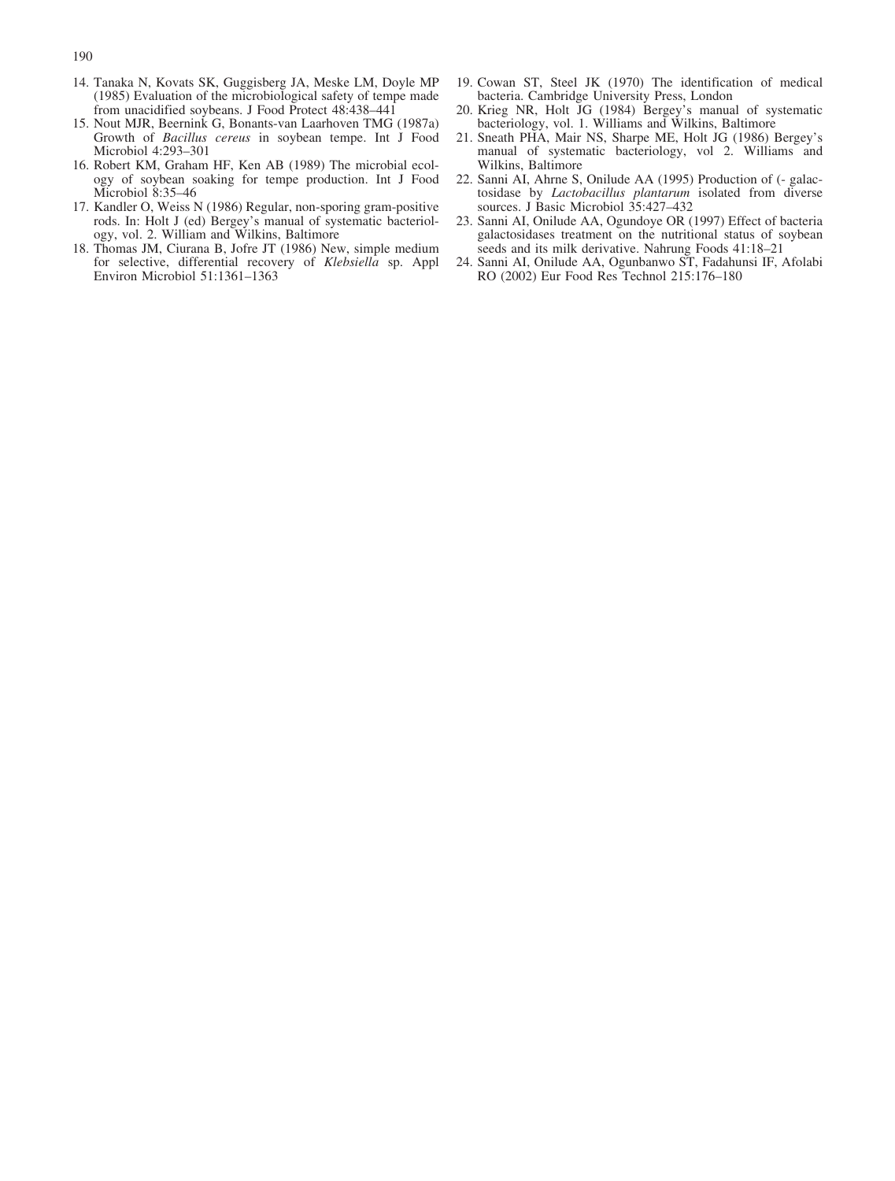14. Tanaka N, Kovats SK, Guggisberg JA, Meske LM, Doyle MP (1985) Evaluation of the microbiological safety of tempe made from unacidified soybeans. J Food Protect 48:438–441
15. Nout MJR, Beernink G, Bonants-van Laarhoven TMG (1987a) Growth of *Bacillus cereus* in soybean tempe. Int J Food Microbiol 4:293–301
16. Robert KM, Graham HF, Ken AB (1989) The microbial ecology of soybean soaking for tempe production. Int J Food Microbiol 8:35–46
17. Kandler O, Weiss N (1986) Regular, non-sporing gram-positive rods. In: Holt J (ed) Bergey's manual of systematic bacteriology, vol. 2. William and Wilkins, Baltimore
18. Thomas JM, Ciurana B, Jofre JT (1986) New, simple medium for selective, differential recovery of *Klebsiella* sp. Appl Environ Microbiol 51:1361–1363
19. Cowan ST, Steel JK (1970) The identification of medical bacteria. Cambridge University Press, London
20. Krieg NR, Holt JG (1984) Bergey's manual of systematic bacteriology, vol. 1. Williams and Wilkins, Baltimore
21. Sneath PHA, Mair NS, Sharpe ME, Holt JG (1986) Bergey's manual of systematic bacteriology, vol 2. Williams and Wilkins, Baltimore
22. Sanni AI, Ahrne S, Onilude AA (1995) Production of (- galactosidase by *Lactobacillus plantarum* isolated from diverse sources. J Basic Microbiol 35:427–432
23. Sanni AI, Onilude AA, Ogundoye OR (1997) Effect of bacteria galactosidases treatment on the nutritional status of soybean seeds and its milk derivative. Nahrung Foods 41:18–21
24. Sanni AI, Onilude AA, Ogunbanwo ST, Fadahunsi IF, Afolabi RO (2002) Eur Food Res Technol 215:176–180